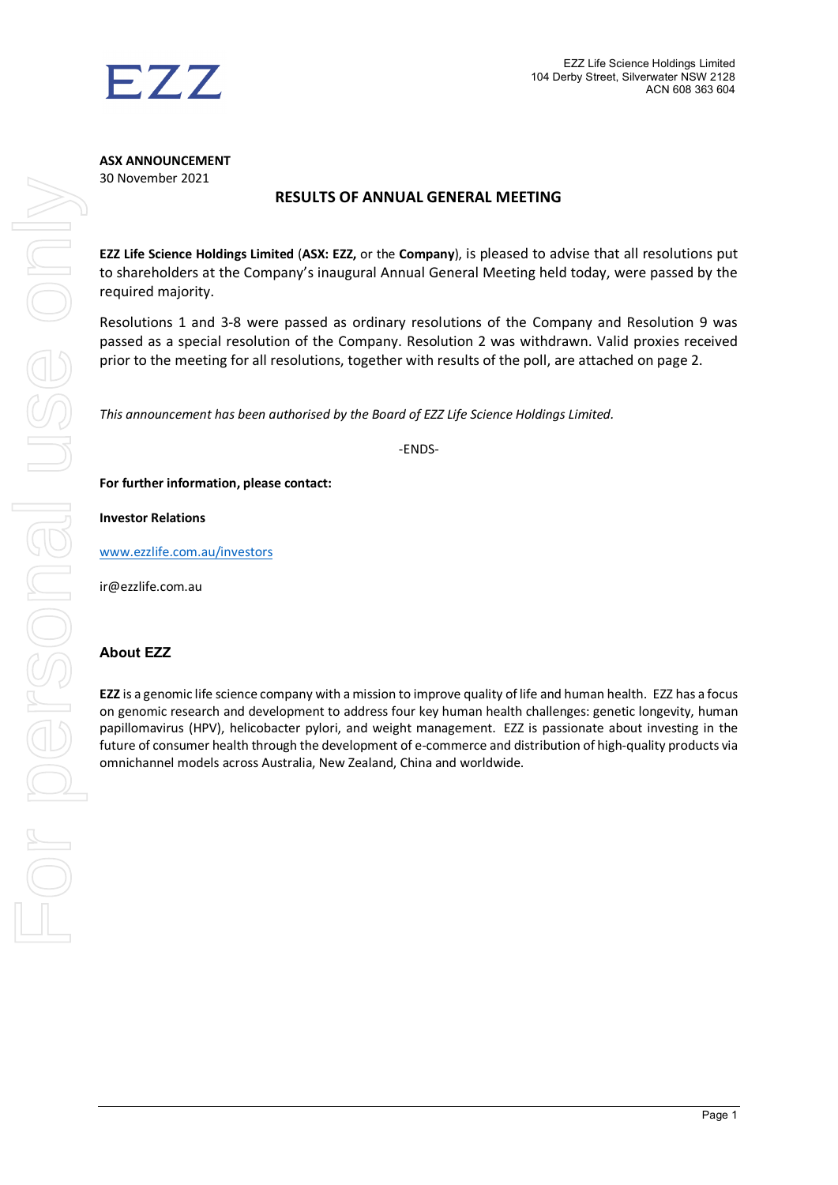EZZ

EZZ Life Science Holdings Limited
104 Derby Street, Silverwater NSW 2128
ACN 608 363 604

**ASX ANNOUNCEMENT**
30 November 2021

## RESULTS OF ANNUAL GENERAL MEETING

**EZZ Life Science Holdings Limited** (**ASX: EZZ,** or the **Company**), is pleased to advise that all resolutions put to shareholders at the Company's inaugural Annual General Meeting held today, were passed by the required majority.

Resolutions 1 and 3-8 were passed as ordinary resolutions of the Company and Resolution 9 was passed as a special resolution of the Company. Resolution 2 was withdrawn. Valid proxies received prior to the meeting for all resolutions, together with results of the poll, are attached on page 2.

*This announcement has been authorised by the Board of EZZ Life Science Holdings Limited.*

-ENDS-

**For further information, please contact:**

**Investor Relations**

www.ezzlife.com.au/investors

ir@ezzlife.com.au

### About EZZ

**EZZ** is a genomic life science company with a mission to improve quality of life and human health. EZZ has a focus on genomic research and development to address four key human health challenges: genetic longevity, human papillomavirus (HPV), helicobacter pylori, and weight management. EZZ is passionate about investing in the future of consumer health through the development of e-commerce and distribution of high-quality products via omnichannel models across Australia, New Zealand, China and worldwide.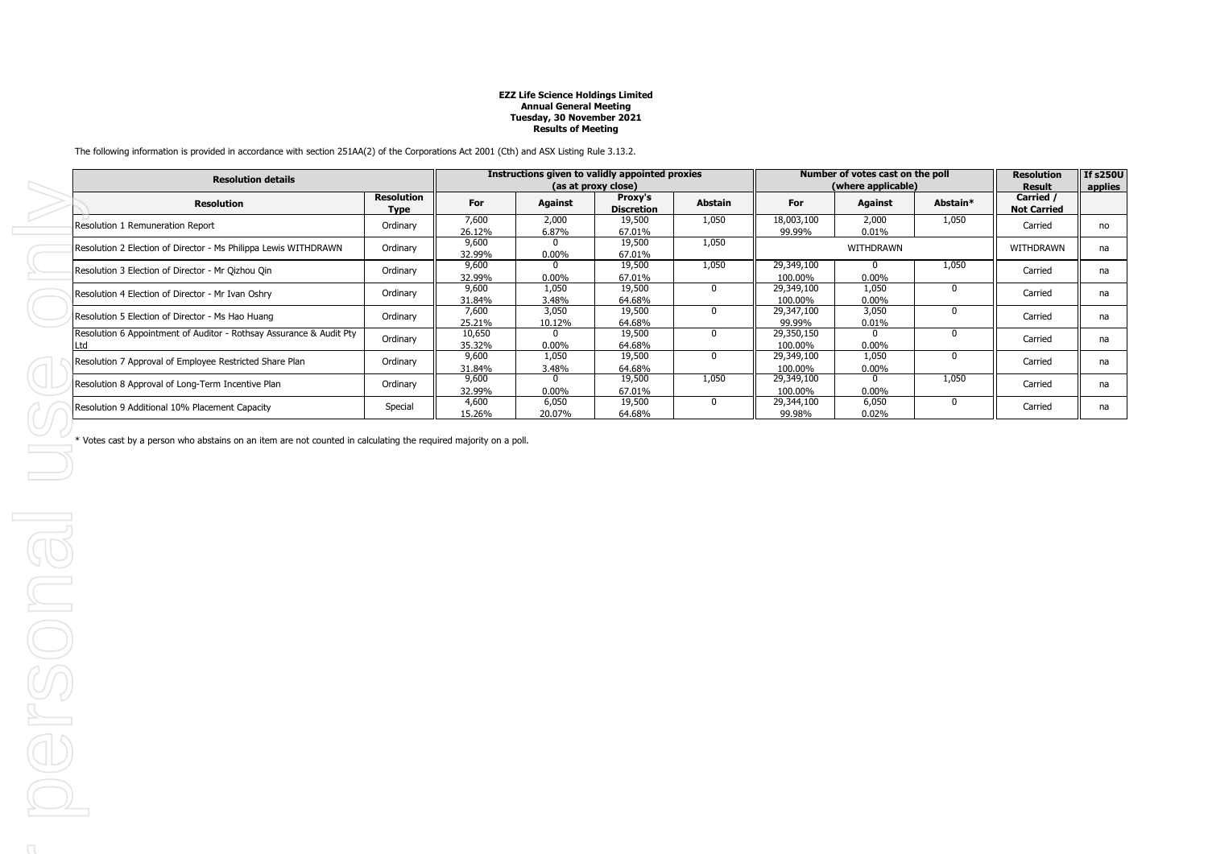**EZZ Life Science Holdings Limited**
**Annual General Meeting**
**Tuesday, 30 November 2021**
**Results of Meeting**

The following information is provided in accordance with section 251AA(2) of the Corporations Act 2001 (Cth) and ASX Listing Rule 3.13.2.

| Resolution details | | Instructions given to validly appointed proxies (as at proxy close) | | | | Number of votes cast on the poll (where applicable) | | | Resolution Result | If s250U applies |
|---|---|---|---|---|---|---|---|---|---|---|
| **Resolution** | **Resolution Type** | **For** | **Against** | **Proxy's Discretion** | **Abstain** | **For** | **Against** | **Abstain*** | **Carried / Not Carried** | |
| Resolution 1 Remuneration Report | Ordinary | 7,600 26.12% | 2,000 6.87% | 19,500 67.01% | 1,050 | 18,003,100 99.99% | 2,000 0.01% | 1,050 | Carried | no |
| Resolution 2 Election of Director - Ms Philippa Lewis WITHDRAWN | Ordinary | 9,600 32.99% | 0 0.00% | 19,500 67.01% | 1,050 | WITHDRAWN | | | WITHDRAWN | na |
| Resolution 3 Election of Director - Mr Qizhou Qin | Ordinary | 9,600 32.99% | 0 0.00% | 19,500 67.01% | 1,050 | 29,349,100 100.00% | 0 0.00% | 1,050 | Carried | na |
| Resolution 4 Election of Director - Mr Ivan Oshry | Ordinary | 9,600 31.84% | 1,050 3.48% | 19,500 64.68% | 0 | 29,349,100 100.00% | 1,050 0.00% | 0 | Carried | na |
| Resolution 5 Election of Director - Ms Hao Huang | Ordinary | 7,600 25.21% | 3,050 10.12% | 19,500 64.68% | 0 | 29,347,100 99.99% | 3,050 0.01% | 0 | Carried | na |
| Resolution 6 Appointment of Auditor - Rothsay Assurance & Audit Pty Ltd | Ordinary | 10,650 35.32% | 0 0.00% | 19,500 64.68% | 0 | 29,350,150 100.00% | 0 0.00% | 0 | Carried | na |
| Resolution 7 Approval of Employee Restricted Share Plan | Ordinary | 9,600 31.84% | 1,050 3.48% | 19,500 64.68% | 0 | 29,349,100 100.00% | 1,050 0.00% | 0 | Carried | na |
| Resolution 8 Approval of Long-Term Incentive Plan | Ordinary | 9,600 32.99% | 0 0.00% | 19,500 67.01% | 1,050 | 29,349,100 100.00% | 0 0.00% | 1,050 | Carried | na |
| Resolution 9 Additional 10% Placement Capacity | Special | 4,600 15.26% | 6,050 20.07% | 19,500 64.68% | 0 | 29,344,100 99.98% | 6,050 0.02% | 0 | Carried | na |

* Votes cast by a person who abstains on an item are not counted in calculating the required majority on a poll.